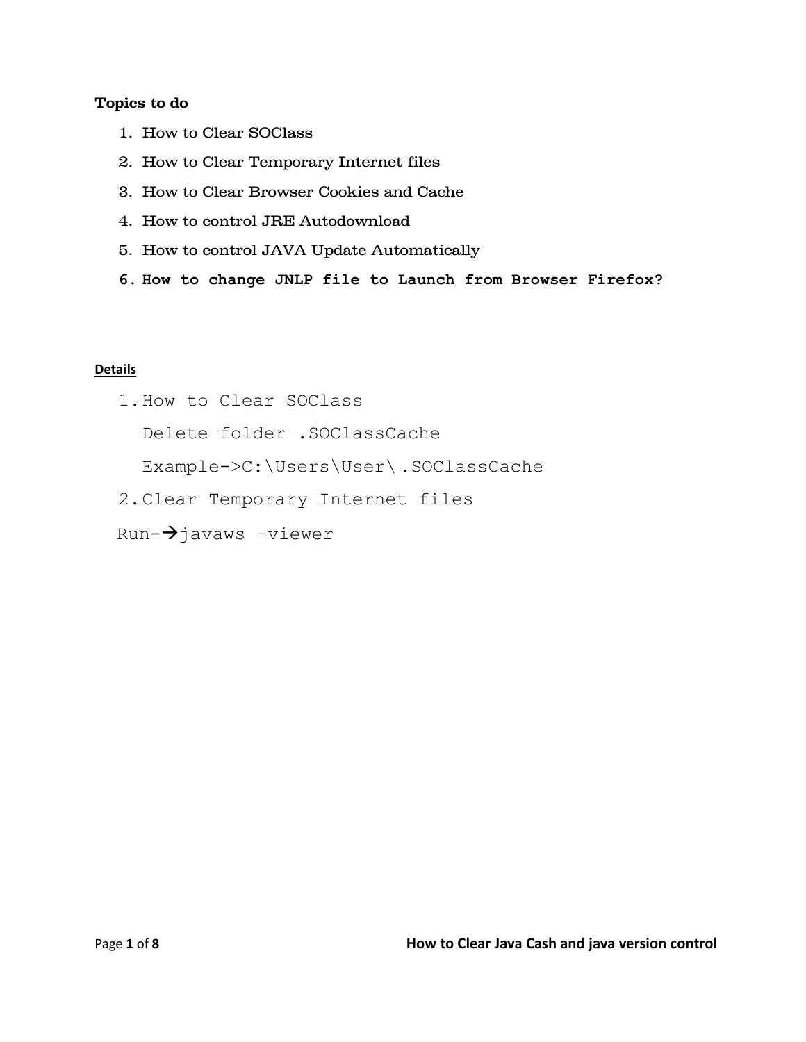**Topics to do**

1. How to Clear SOClass
2. How to Clear Temporary Internet files
3. How to Clear Browser Cookies and Cache
4. How to control JRE Autodownload
5. How to control JAVA Update Automatically
6. **How to change JNLP file to Launch from Browser Firefox?**

**Details**

1. How to Clear SOClass

   Delete folder .SOClassCache

   Example->C:\Users\User\ .SOClassCache

2. Clear Temporary Internet files

Run-→javaws –viewer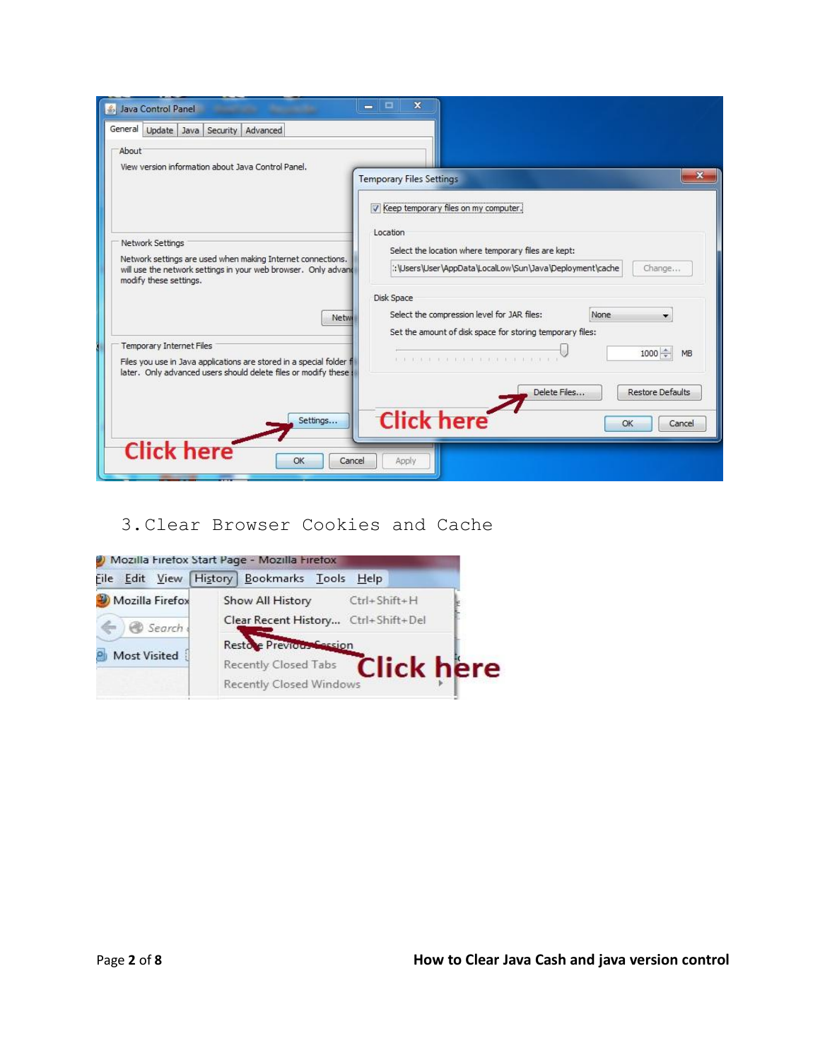3. Clear Browser Cookies and Cache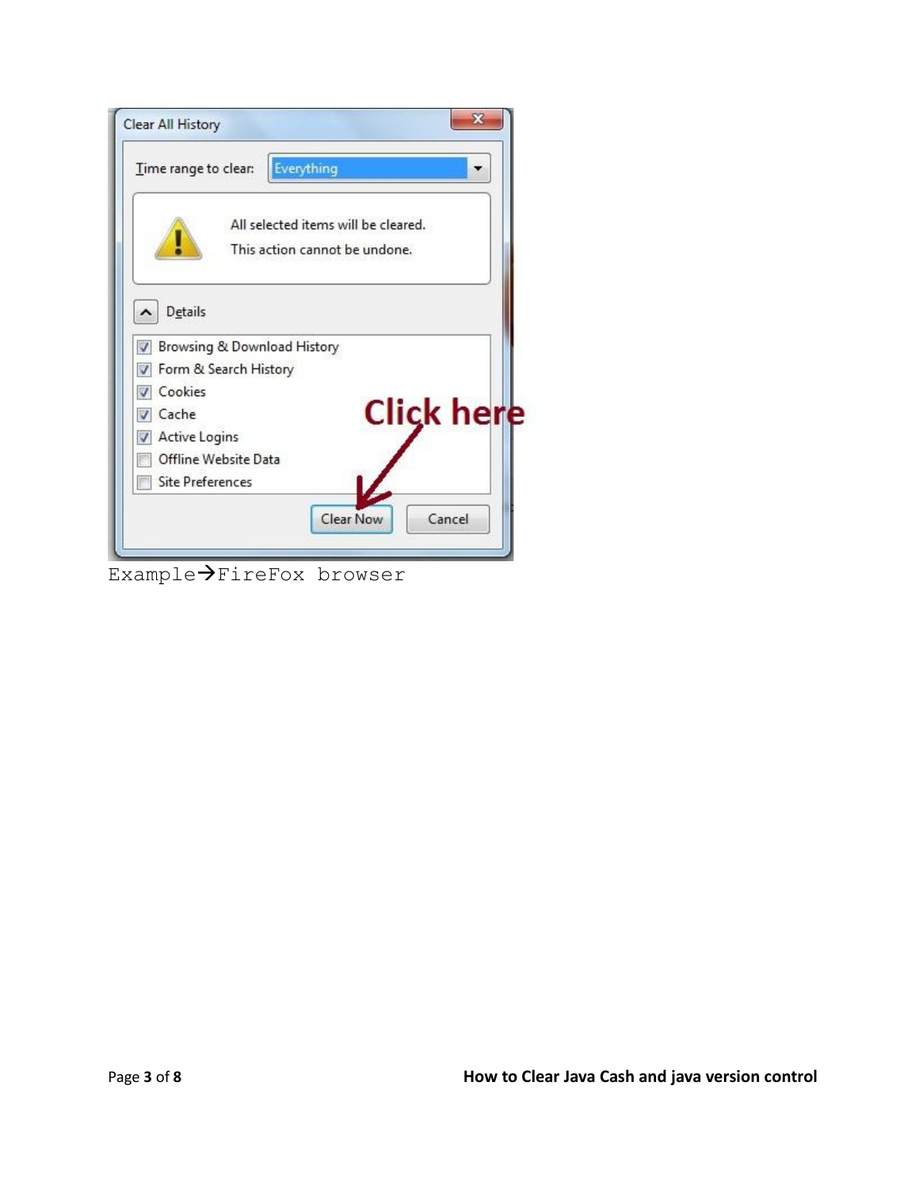Example→FireFox browser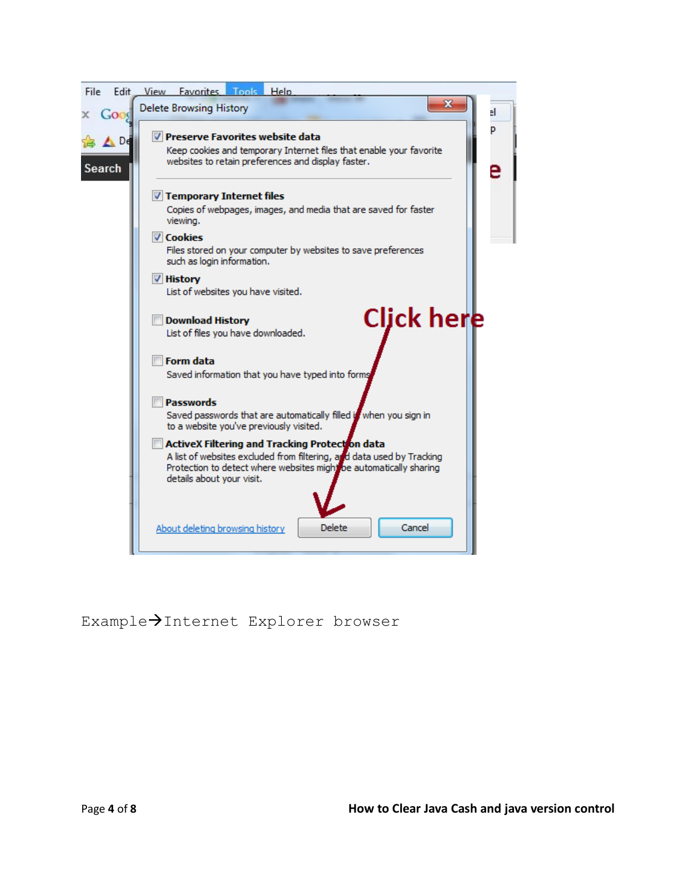**Delete Browsing History**

- [x] **Preserve Favorites website data**
  Keep cookies and temporary Internet files that enable your favorite websites to retain preferences and display faster.

- [x] **Temporary Internet files**
  Copies of webpages, images, and media that are saved for faster viewing.
- [x] **Cookies**
  Files stored on your computer by websites to save preferences such as login information.
- [x] **History**
  List of websites you have visited.
- [ ] **Download History**
  List of files you have downloaded.
- [ ] **Form data**
  Saved information that you have typed into forms.
- [ ] **Passwords**
  Saved passwords that are automatically filled in when you sign in to a website you've previously visited.
- [ ] **ActiveX Filtering and Tracking Protection data**
  A list of websites excluded from filtering, and data used by Tracking Protection to detect where websites might be automatically sharing details about your visit.

About deleting browsing history | Delete | Cancel

**Click here**

Example→Internet Explorer browser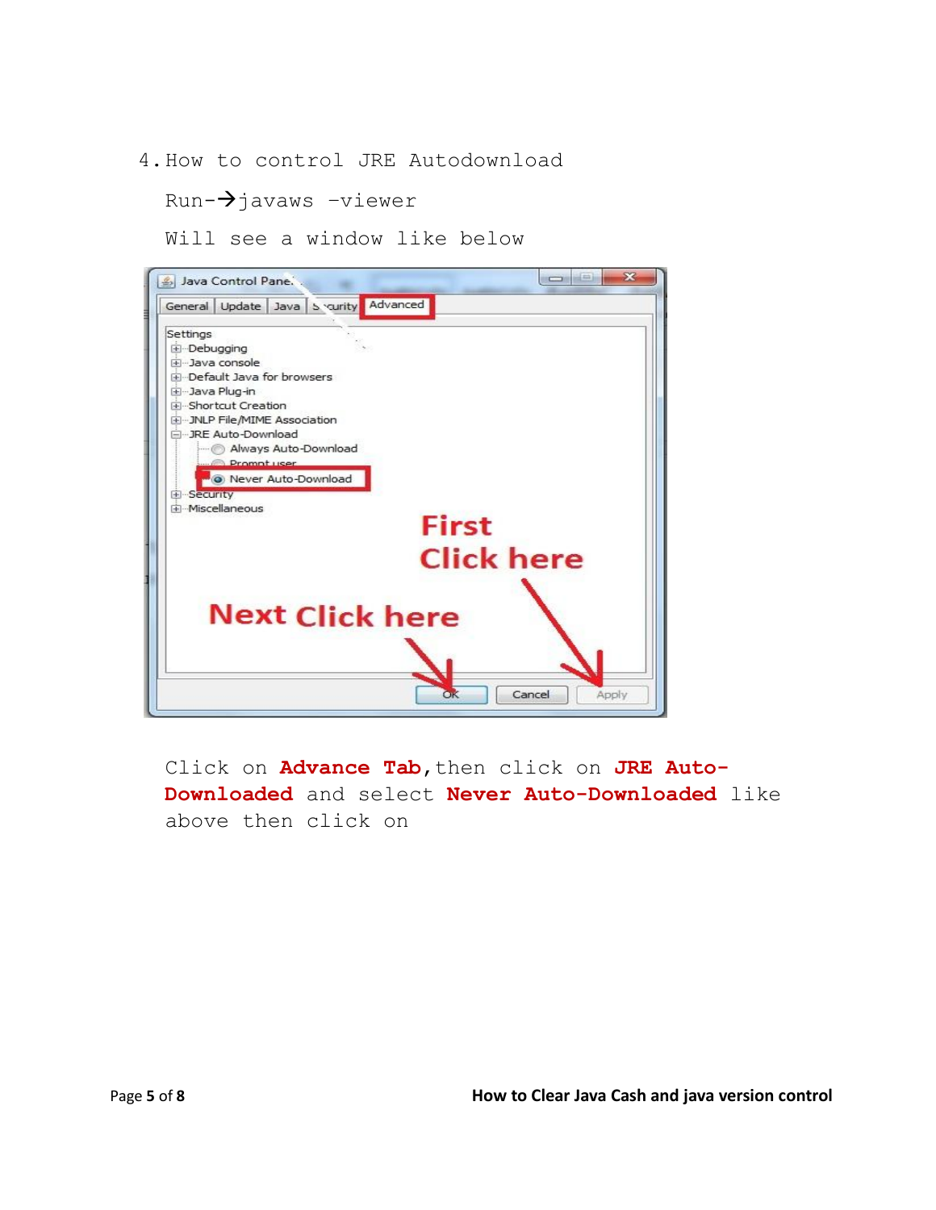4. How to control JRE Autodownload

Run-→javaws –viewer

Will see a window like below

Click on **Advance Tab**, then click on **JRE Auto-Downloaded** and select **Never Auto-Downloaded** like above then click on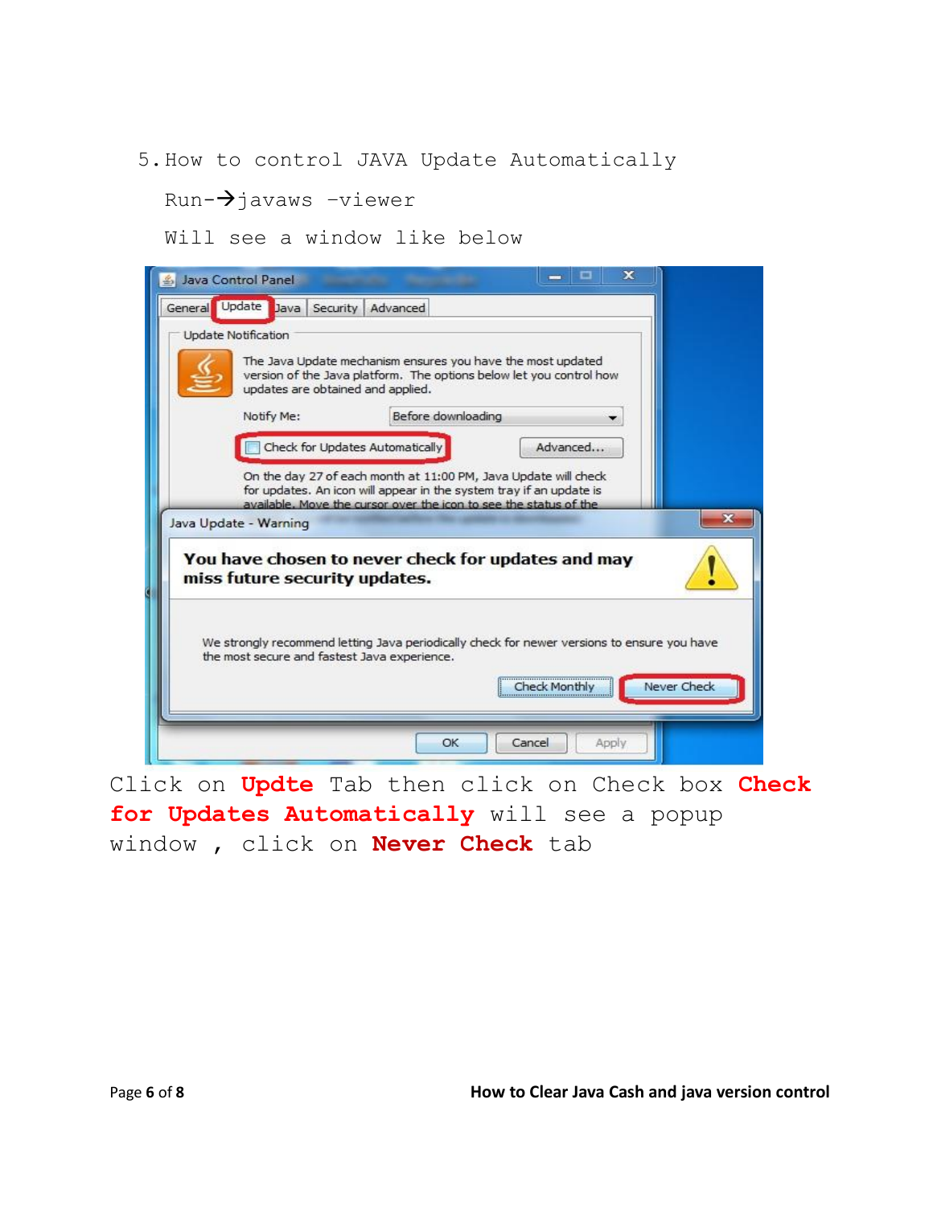5. How to control JAVA Update Automatically

Run-→javaws -viewer

Will see a window like below

Click on **Updte** Tab then click on Check box **Check for Updates Automatically** will see a popup window , click on **Never Check** tab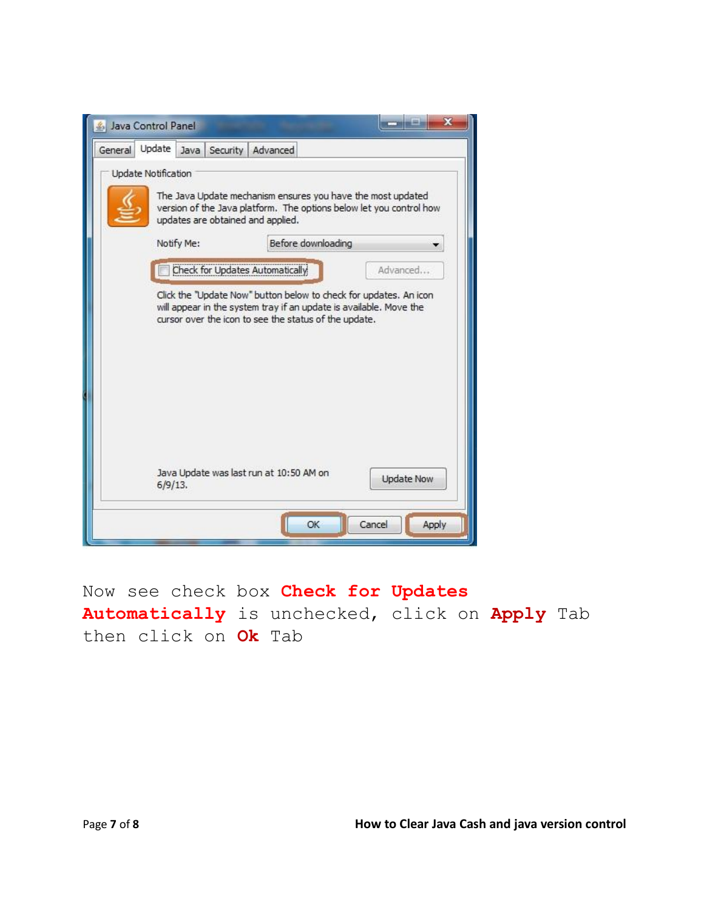Now see check box **Check for Updates Automatically** is unchecked, click on **Apply** Tab then click on **Ok** Tab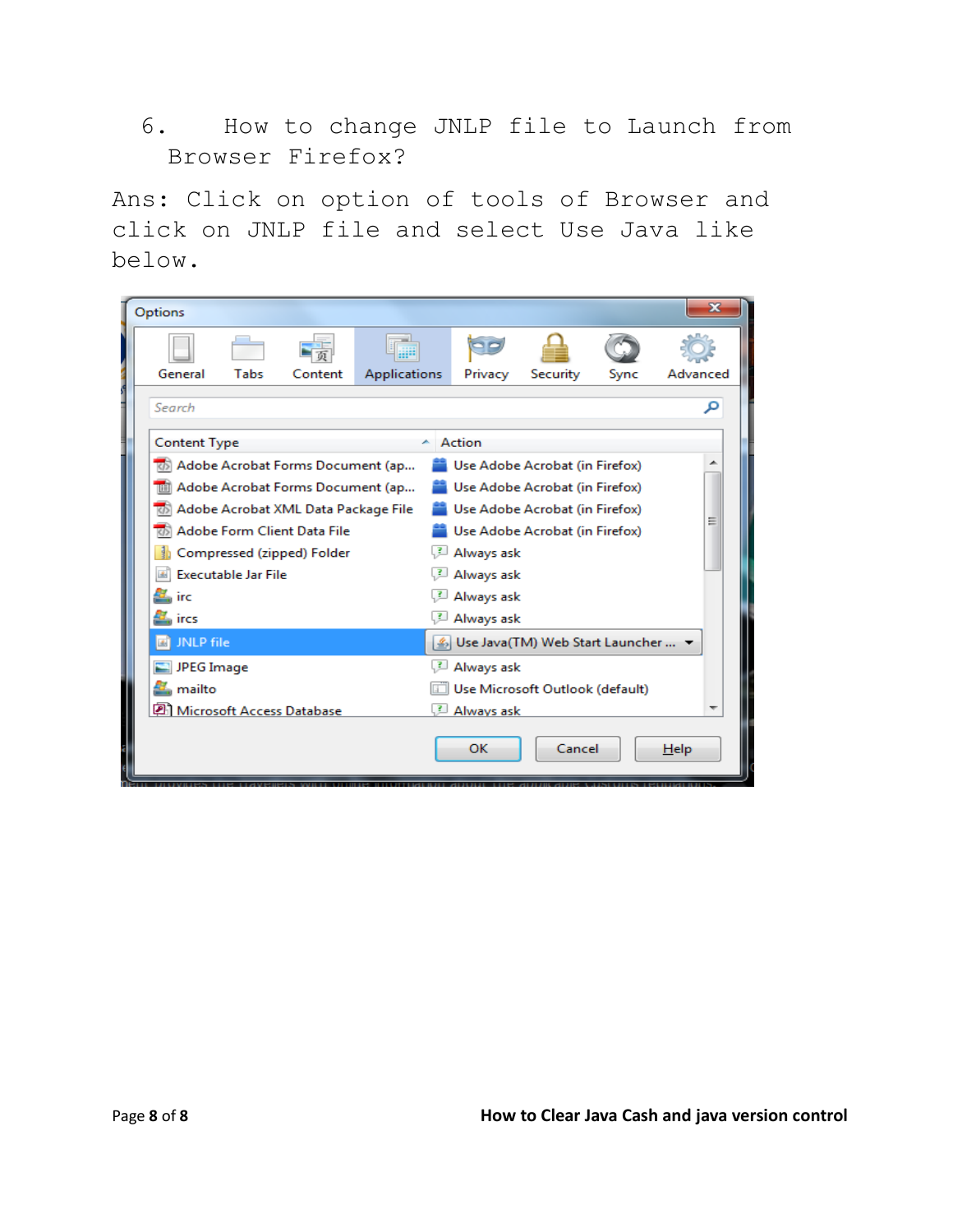6. How to change JNLP file to Launch from Browser Firefox?

Ans: Click on option of tools of Browser and click on JNLP file and select Use Java like below.